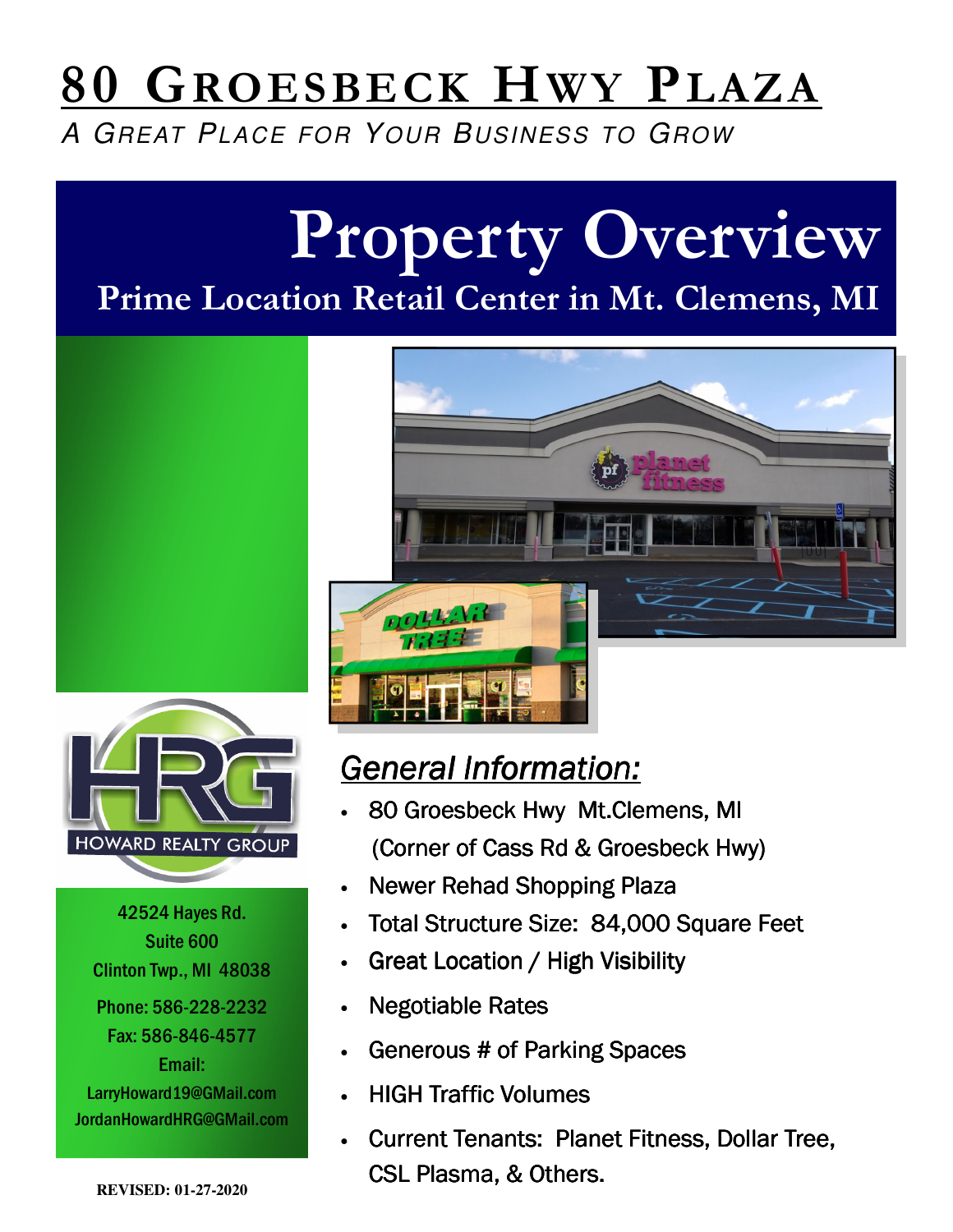# 80 Groesbeck Hwy Plaza

*A Great Place for Your Business to Grow*

## Property Overview

### Prime Location Retail Center in Mt. Clemens, MI

HOWARD REALTY GROUP

42524 Hayes Rd.
Suite 600
Clinton Twp., MI 48038

Phone: 586-228-2232
Fax: 586-846-4577
Email:
LarryHoward19@GMail.com
JordanHowardHRG@GMail.com

### *General Information:*

- 80 Groesbeck Hwy Mt.Clemens, MI
  (Corner of Cass Rd & Groesbeck Hwy)
- Newer Rehad Shopping Plaza
- Total Structure Size: 84,000 Square Feet
- Great Location / High Visibility
- Negotiable Rates
- Generous # of Parking Spaces
- HIGH Traffic Volumes
- Current Tenants: Planet Fitness, Dollar Tree, CSL Plasma, & Others.

**REVISED: 01-27-2020**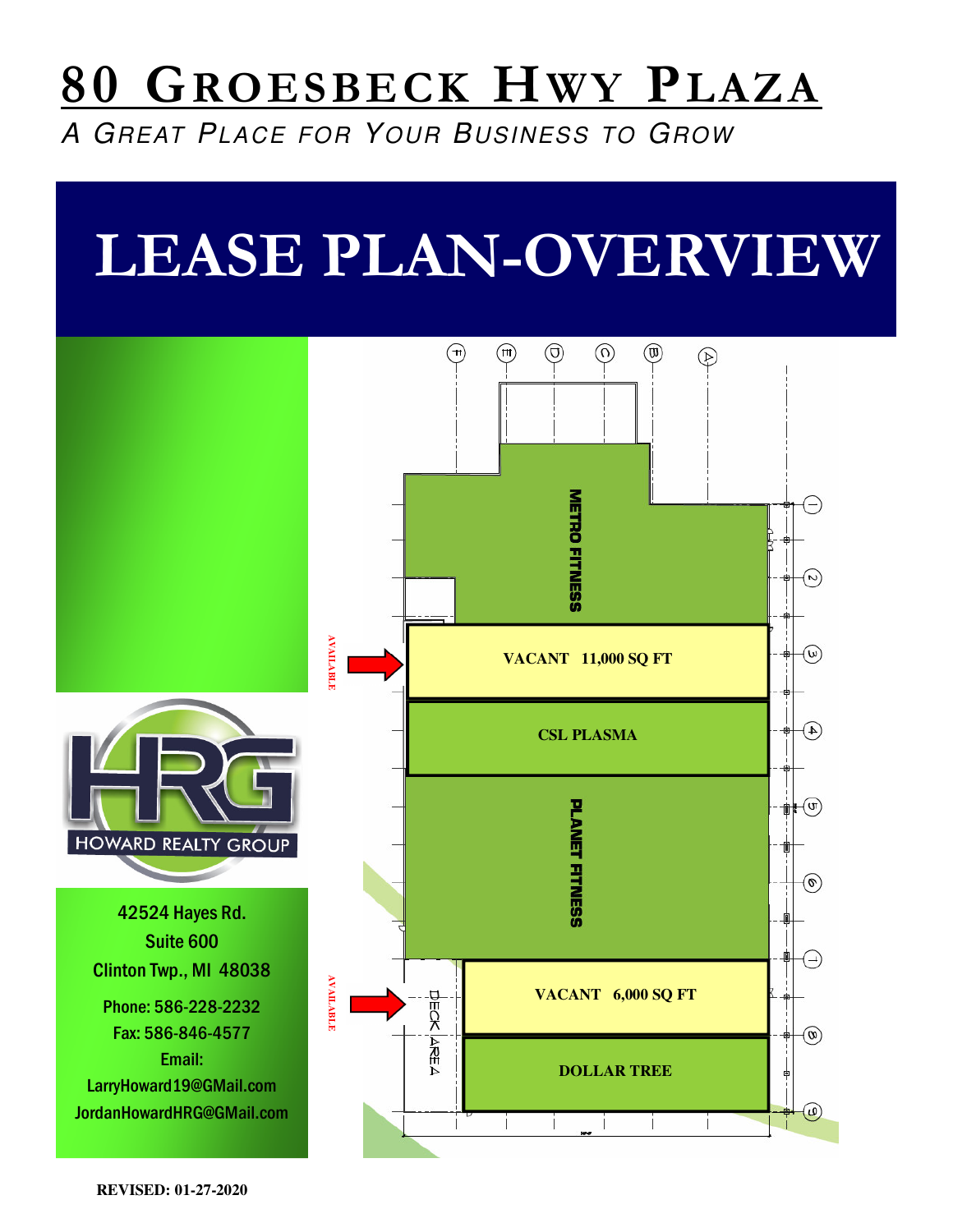# 80 Groesbeck Hwy Plaza

*A Great Place for Your Business to Grow*

# LEASE PLAN-OVERVIEW

HOWARD REALTY GROUP

42524 Hayes Rd.
Suite 600
Clinton Twp., MI 48038

Phone: 586-228-2232
Fax: 586-846-4577
Email:
LarryHoward19@GMail.com
JordanHowardHRG@GMail.com

METRO FITNESS

AVAILABLE

VACANT 11,000 SQ FT

CSL PLASMA

PLANET FITNESS

AVAILABLE

DECK AREA

VACANT 6,000 SQ FT

DOLLAR TREE

**REVISED: 01-27-2020**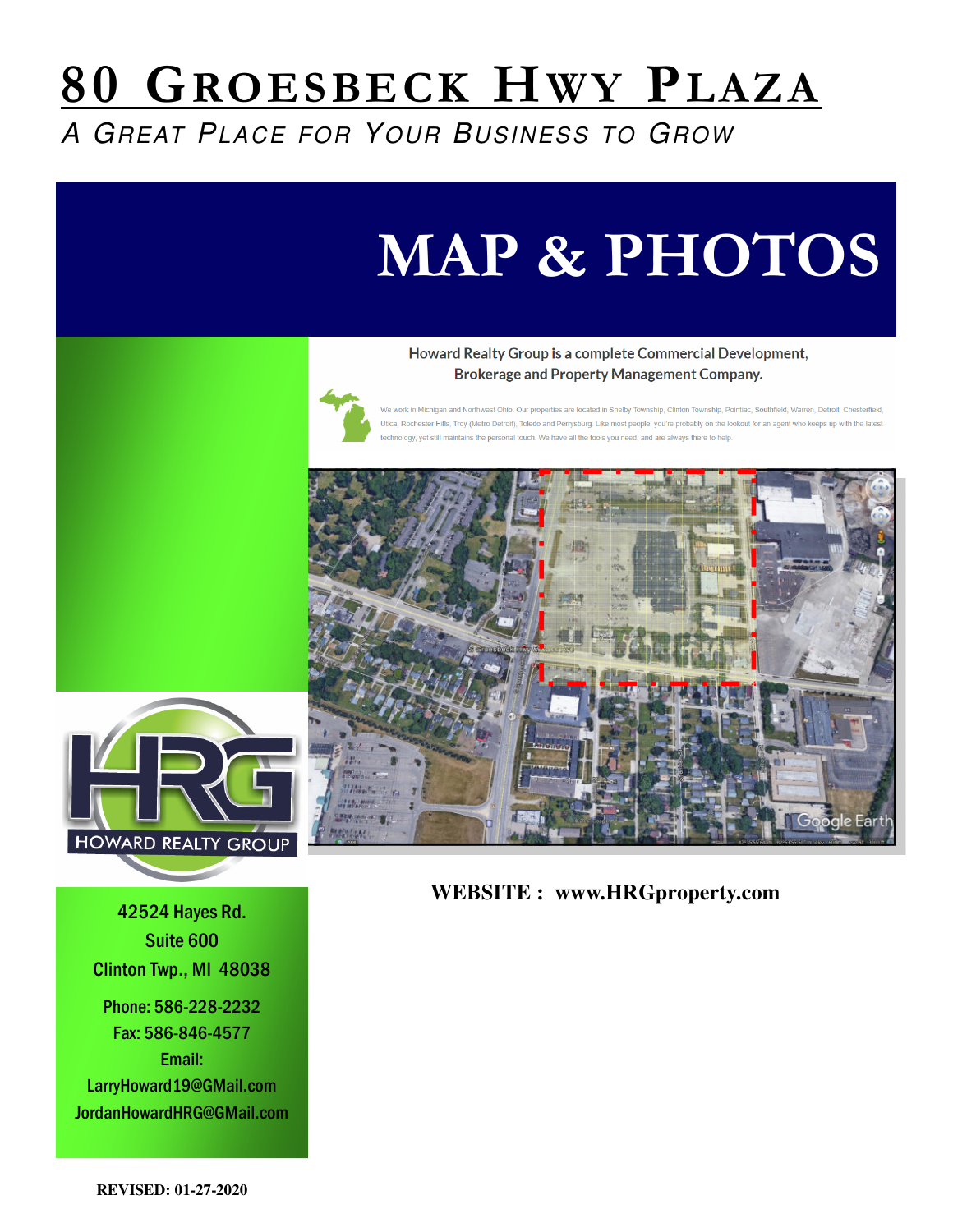# 80 GROESBECK HWY PLAZA

*A GREAT PLACE FOR YOUR BUSINESS TO GROW*

## MAP & PHOTOS

Howard Realty Group is a complete Commercial Development, Brokerage and Property Management Company.

We work in Michigan and Northwest Ohio. Our properties are located in Shelby Township, Clinton Township, Pontiac, Southfield, Warren, Detroit, Chesterfield, Utica, Rochester Hills, Troy (Metro Detroit), Toledo and Perrysburg. Like most people, you're probably on the lookout for an agent who keeps up with the latest technology, yet still maintains the personal touch. We have all the tools you need, and are always there to help.

HOWARD REALTY GROUP

42524 Hayes Rd.
Suite 600
Clinton Twp., MI 48038

Phone: 586-228-2232
Fax: 586-846-4577
Email:
LarryHoward19@GMail.com
JordanHowardHRG@GMail.com

**WEBSITE : www.HRGproperty.com**

**REVISED: 01-27-2020**